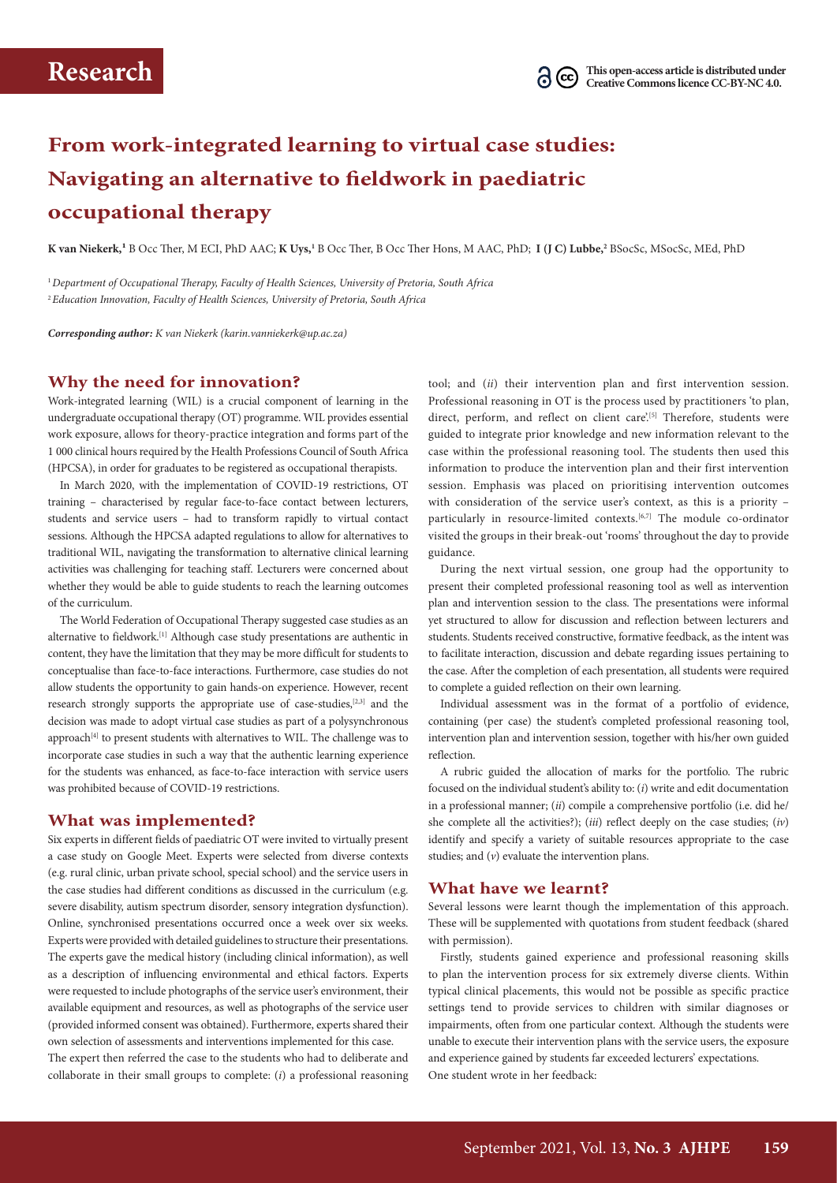Research

This open-access article is distributed under Creative Commons licence CC-BY-NC 4.0.

# From work-integrated learning to virtual case studies: Navigating an alternative to fieldwork in paediatric occupational therapy

**K van Niekerk,[1]** B Occ Ther, M ECI, PhD AAC; **K Uys,[1]** B Occ Ther, B Occ Ther Hons, M AAC, PhD; **I (J C) Lubbe,[2]** BSocSc, MSocSc, MEd, PhD

[1] *Department of Occupational Therapy, Faculty of Health Sciences, University of Pretoria, South Africa*
[2] *Education Innovation, Faculty of Health Sciences, University of Pretoria, South Africa*

***Corresponding author:** K van Niekerk (karin.vanniekerk@up.ac.za)*

## Why the need for innovation?

Work-integrated learning (WIL) is a crucial component of learning in the undergraduate occupational therapy (OT) programme. WIL provides essential work exposure, allows for theory-practice integration and forms part of the 1 000 clinical hours required by the Health Professions Council of South Africa (HPCSA), in order for graduates to be registered as occupational therapists.

In March 2020, with the implementation of COVID-19 restrictions, OT training – characterised by regular face-to-face contact between lecturers, students and service users – had to transform rapidly to virtual contact sessions. Although the HPCSA adapted regulations to allow for alternatives to traditional WIL, navigating the transformation to alternative clinical learning activities was challenging for teaching staff. Lecturers were concerned about whether they would be able to guide students to reach the learning outcomes of the curriculum.

The World Federation of Occupational Therapy suggested case studies as an alternative to fieldwork.[1] Although case study presentations are authentic in content, they have the limitation that they may be more difficult for students to conceptualise than face-to-face interactions. Furthermore, case studies do not allow students the opportunity to gain hands-on experience. However, recent research strongly supports the appropriate use of case-studies,[2,3] and the decision was made to adopt virtual case studies as part of a polysynchronous approach[4] to present students with alternatives to WIL. The challenge was to incorporate case studies in such a way that the authentic learning experience for the students was enhanced, as face-to-face interaction with service users was prohibited because of COVID-19 restrictions.

## What was implemented?

Six experts in different fields of paediatric OT were invited to virtually present a case study on Google Meet. Experts were selected from diverse contexts (e.g. rural clinic, urban private school, special school) and the service users in the case studies had different conditions as discussed in the curriculum (e.g. severe disability, autism spectrum disorder, sensory integration dysfunction). Online, synchronised presentations occurred once a week over six weeks. Experts were provided with detailed guidelines to structure their presentations. The experts gave the medical history (including clinical information), as well as a description of influencing environmental and ethical factors. Experts were requested to include photographs of the service user's environment, their available equipment and resources, as well as photographs of the service user (provided informed consent was obtained). Furthermore, experts shared their own selection of assessments and interventions implemented for this case.

The expert then referred the case to the students who had to deliberate and collaborate in their small groups to complete: (*i*) a professional reasoning tool; and (*ii*) their intervention plan and first intervention session. Professional reasoning in OT is the process used by practitioners 'to plan, direct, perform, and reflect on client care'.[5] Therefore, students were guided to integrate prior knowledge and new information relevant to the case within the professional reasoning tool. The students then used this information to produce the intervention plan and their first intervention session. Emphasis was placed on prioritising intervention outcomes with consideration of the service user's context, as this is a priority – particularly in resource-limited contexts.[6,7] The module co-ordinator visited the groups in their break-out 'rooms' throughout the day to provide guidance.

During the next virtual session, one group had the opportunity to present their completed professional reasoning tool as well as intervention plan and intervention session to the class. The presentations were informal yet structured to allow for discussion and reflection between lecturers and students. Students received constructive, formative feedback, as the intent was to facilitate interaction, discussion and debate regarding issues pertaining to the case. After the completion of each presentation, all students were required to complete a guided reflection on their own learning.

Individual assessment was in the format of a portfolio of evidence, containing (per case) the student's completed professional reasoning tool, intervention plan and intervention session, together with his/her own guided reflection.

A rubric guided the allocation of marks for the portfolio. The rubric focused on the individual student's ability to: (*i*) write and edit documentation in a professional manner; (*ii*) compile a comprehensive portfolio (i.e. did he/she complete all the activities?); (*iii*) reflect deeply on the case studies; (*iv*) identify and specify a variety of suitable resources appropriate to the case studies; and (*v*) evaluate the intervention plans.

## What have we learnt?

Several lessons were learnt though the implementation of this approach. These will be supplemented with quotations from student feedback (shared with permission).

Firstly, students gained experience and professional reasoning skills to plan the intervention process for six extremely diverse clients. Within typical clinical placements, this would not be possible as specific practice settings tend to provide services to children with similar diagnoses or impairments, often from one particular context. Although the students were unable to execute their intervention plans with the service users, the exposure and experience gained by students far exceeded lecturers' expectations.

One student wrote in her feedback: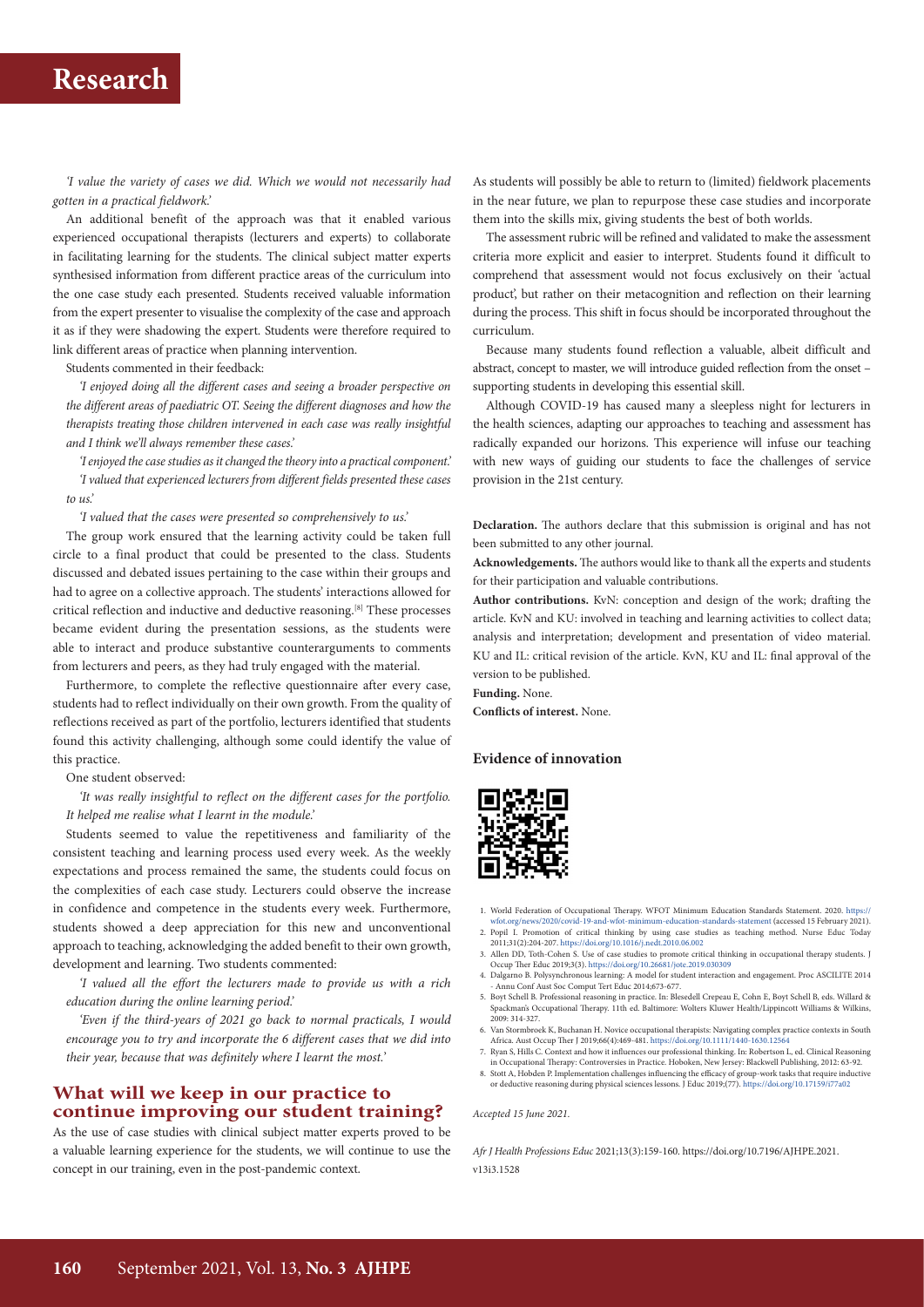*'I value the variety of cases we did. Which we would not necessarily had gotten in a practical fieldwork.'*

An additional benefit of the approach was that it enabled various experienced occupational therapists (lecturers and experts) to collaborate in facilitating learning for the students. The clinical subject matter experts synthesised information from different practice areas of the curriculum into the one case study each presented. Students received valuable information from the expert presenter to visualise the complexity of the case and approach it as if they were shadowing the expert. Students were therefore required to link different areas of practice when planning intervention.

Students commented in their feedback:

*'I enjoyed doing all the different cases and seeing a broader perspective on the different areas of paediatric OT. Seeing the different diagnoses and how the therapists treating those children intervened in each case was really insightful and I think we'll always remember these cases.'*

*'I enjoyed the case studies as it changed the theory into a practical component.'*

*'I valued that experienced lecturers from different fields presented these cases to us.'*

*'I valued that the cases were presented so comprehensively to us.'*

The group work ensured that the learning activity could be taken full circle to a final product that could be presented to the class. Students discussed and debated issues pertaining to the case within their groups and had to agree on a collective approach. The students' interactions allowed for critical reflection and inductive and deductive reasoning.[8] These processes became evident during the presentation sessions, as the students were able to interact and produce substantive counterarguments to comments from lecturers and peers, as they had truly engaged with the material.

Furthermore, to complete the reflective questionnaire after every case, students had to reflect individually on their own growth. From the quality of reflections received as part of the portfolio, lecturers identified that students found this activity challenging, although some could identify the value of this practice.

One student observed:

*'It was really insightful to reflect on the different cases for the portfolio. It helped me realise what I learnt in the module.'*

Students seemed to value the repetitiveness and familiarity of the consistent teaching and learning process used every week. As the weekly expectations and process remained the same, the students could focus on the complexities of each case study. Lecturers could observe the increase in confidence and competence in the students every week. Furthermore, students showed a deep appreciation for this new and unconventional approach to teaching, acknowledging the added benefit to their own growth, development and learning. Two students commented:

*'I valued all the effort the lecturers made to provide us with a rich education during the online learning period.'*

*'Even if the third-years of 2021 go back to normal practicals, I would encourage you to try and incorporate the 6 different cases that we did into their year, because that was definitely where I learnt the most.'*

## What will we keep in our practice to continue improving our student training?

As the use of case studies with clinical subject matter experts proved to be a valuable learning experience for the students, we will continue to use the concept in our training, even in the post-pandemic context.

As students will possibly be able to return to (limited) fieldwork placements in the near future, we plan to repurpose these case studies and incorporate them into the skills mix, giving students the best of both worlds.

The assessment rubric will be refined and validated to make the assessment criteria more explicit and easier to interpret. Students found it difficult to comprehend that assessment would not focus exclusively on their 'actual product', but rather on their metacognition and reflection on their learning during the process. This shift in focus should be incorporated throughout the curriculum.

Because many students found reflection a valuable, albeit difficult and abstract, concept to master, we will introduce guided reflection from the onset – supporting students in developing this essential skill.

Although COVID-19 has caused many a sleepless night for lecturers in the health sciences, adapting our approaches to teaching and assessment has radically expanded our horizons. This experience will infuse our teaching with new ways of guiding our students to face the challenges of service provision in the 21st century.

**Declaration.** The authors declare that this submission is original and has not been submitted to any other journal.

**Acknowledgements.** The authors would like to thank all the experts and students for their participation and valuable contributions.

**Author contributions.** KvN: conception and design of the work; drafting the article. KvN and KU: involved in teaching and learning activities to collect data; analysis and interpretation; development and presentation of video material. KU and IL: critical revision of the article. KvN, KU and IL: final approval of the version to be published.

**Funding.** None.

**Conflicts of interest.** None.

### Evidence of innovation

1. World Federation of Occupational Therapy. WFOT Minimum Education Standards Statement. 2020. https://wfot.org/news/2020/covid-19-and-wfot-minimum-education-standards-statement (accessed 15 February 2021).
2. Popil I. Promotion of critical thinking by using case studies as teaching method. Nurse Educ Today 2011;31(2):204-207. https://doi.org/10.1016/j.nedt.2010.06.002
3. Allen DD, Toth-Cohen S. Use of case studies to promote critical thinking in occupational therapy students. J Occup Ther Educ 2019;3(3). https://doi.org/10.26681/jote.2019.030309
4. Dalgarno B. Polysynchronous learning: A model for student interaction and engagement. Proc ASCILITE 2014 - Annu Conf Aust Soc Comput Tert Educ 2014;673-677.
5. Boyt Schell B. Professional reasoning in practice. In: Blesedell Crepeau E, Cohn E, Boyt Schell B, eds. Willard & Spackman's Occupational Therapy. 11th ed. Baltimore: Wolters Kluwer Health/Lippincott Williams & Wilkins, 2009: 314-327.
6. Van Stormbroek K, Buchanan H. Novice occupational therapists: Navigating complex practice contexts in South Africa. Aust Occup Ther J 2019;66(4):469-481. https://doi.org/10.1111/1440-1630.12564
7. Ryan S, Hills C. Context and how it influences our professional thinking. In: Robertson L, ed. Clinical Reasoning in Occupational Therapy: Controversies in Practice. Hoboken, New Jersey: Blackwell Publishing, 2012: 63-92.
8. Stott A, Hobden P. Implementation challenges influencing the efficacy of group-work tasks that require inductive or deductive reasoning during physical sciences lessons. J Educ 2019;(77). https://doi.org/10.17159/i77a02

*Accepted 15 June 2021.*

*Afr J Health Professions Educ* 2021;13(3):159-160. https://doi.org/10.7196/AJHPE.2021.v13i3.1528